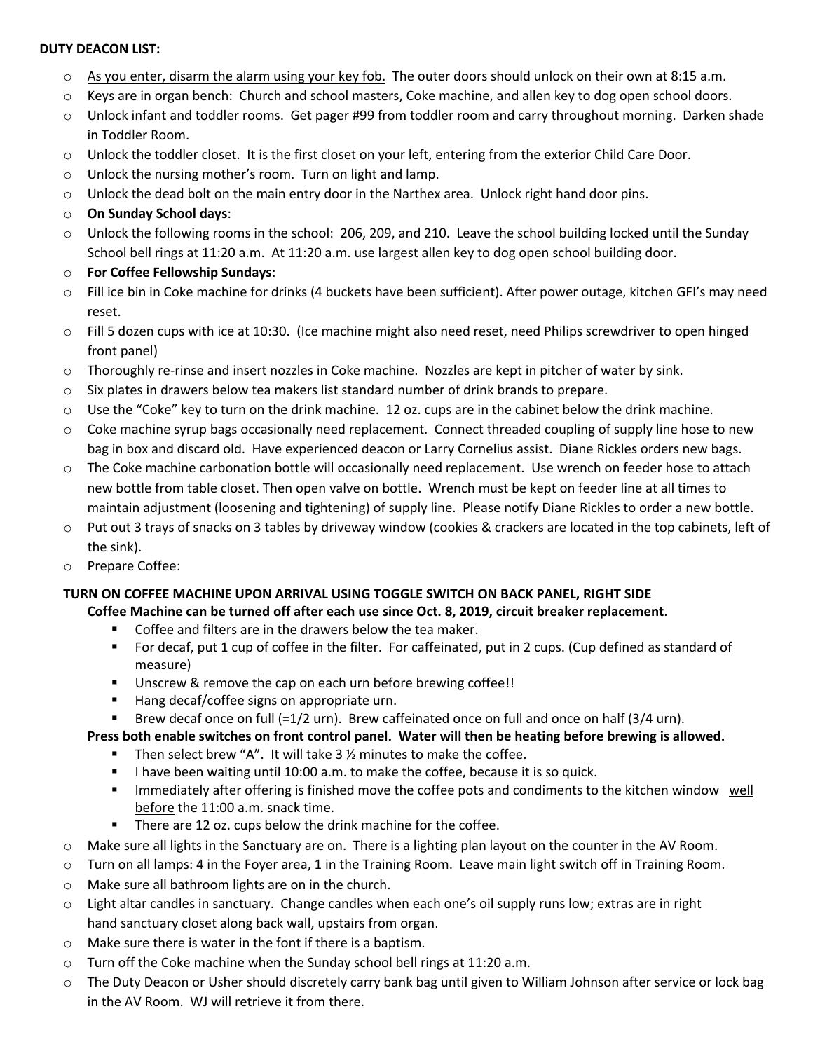**DUTY DEACON LIST:**

- As you enter, disarm the alarm using your key fob. The outer doors should unlock on their own at 8:15 a.m.
- Keys are in organ bench: Church and school masters, Coke machine, and allen key to dog open school doors.
- Unlock infant and toddler rooms. Get pager #99 from toddler room and carry throughout morning. Darken shade in Toddler Room.
- Unlock the toddler closet. It is the first closet on your left, entering from the exterior Child Care Door.
- Unlock the nursing mother's room. Turn on light and lamp.
- Unlock the dead bolt on the main entry door in the Narthex area. Unlock right hand door pins.
- **On Sunday School days**:
- Unlock the following rooms in the school: 206, 209, and 210. Leave the school building locked until the Sunday School bell rings at 11:20 a.m. At 11:20 a.m. use largest allen key to dog open school building door.
- **For Coffee Fellowship Sundays**:
- Fill ice bin in Coke machine for drinks (4 buckets have been sufficient). After power outage, kitchen GFI's may need reset.
- Fill 5 dozen cups with ice at 10:30. (Ice machine might also need reset, need Philips screwdriver to open hinged front panel)
- Thoroughly re-rinse and insert nozzles in Coke machine. Nozzles are kept in pitcher of water by sink.
- Six plates in drawers below tea makers list standard number of drink brands to prepare.
- Use the "Coke" key to turn on the drink machine. 12 oz. cups are in the cabinet below the drink machine.
- Coke machine syrup bags occasionally need replacement. Connect threaded coupling of supply line hose to new bag in box and discard old. Have experienced deacon or Larry Cornelius assist. Diane Rickles orders new bags.
- The Coke machine carbonation bottle will occasionally need replacement. Use wrench on feeder hose to attach new bottle from table closet. Then open valve on bottle. Wrench must be kept on feeder line at all times to maintain adjustment (loosening and tightening) of supply line. Please notify Diane Rickles to order a new bottle.
- Put out 3 trays of snacks on 3 tables by driveway window (cookies & crackers are located in the top cabinets, left of the sink).
- Prepare Coffee:

**TURN ON COFFEE MACHINE UPON ARRIVAL USING TOGGLE SWITCH ON BACK PANEL, RIGHT SIDE**

**Coffee Machine can be turned off after each use since Oct. 8, 2019, circuit breaker replacement**.

- Coffee and filters are in the drawers below the tea maker.
- For decaf, put 1 cup of coffee in the filter. For caffeinated, put in 2 cups. (Cup defined as standard of measure)
- Unscrew & remove the cap on each urn before brewing coffee!!
- Hang decaf/coffee signs on appropriate urn.
- Brew decaf once on full (=1/2 urn). Brew caffeinated once on full and once on half (3/4 urn).

**Press both enable switches on front control panel. Water will then be heating before brewing is allowed.**

- Then select brew "A". It will take 3 ½ minutes to make the coffee.
- I have been waiting until 10:00 a.m. to make the coffee, because it is so quick.
- Immediately after offering is finished move the coffee pots and condiments to the kitchen window well before the 11:00 a.m. snack time.
- There are 12 oz. cups below the drink machine for the coffee.

- Make sure all lights in the Sanctuary are on. There is a lighting plan layout on the counter in the AV Room.
- Turn on all lamps: 4 in the Foyer area, 1 in the Training Room. Leave main light switch off in Training Room.
- Make sure all bathroom lights are on in the church.
- Light altar candles in sanctuary. Change candles when each one's oil supply runs low; extras are in right hand sanctuary closet along back wall, upstairs from organ.
- Make sure there is water in the font if there is a baptism.
- Turn off the Coke machine when the Sunday school bell rings at 11:20 a.m.
- The Duty Deacon or Usher should discretely carry bank bag until given to William Johnson after service or lock bag in the AV Room. WJ will retrieve it from there.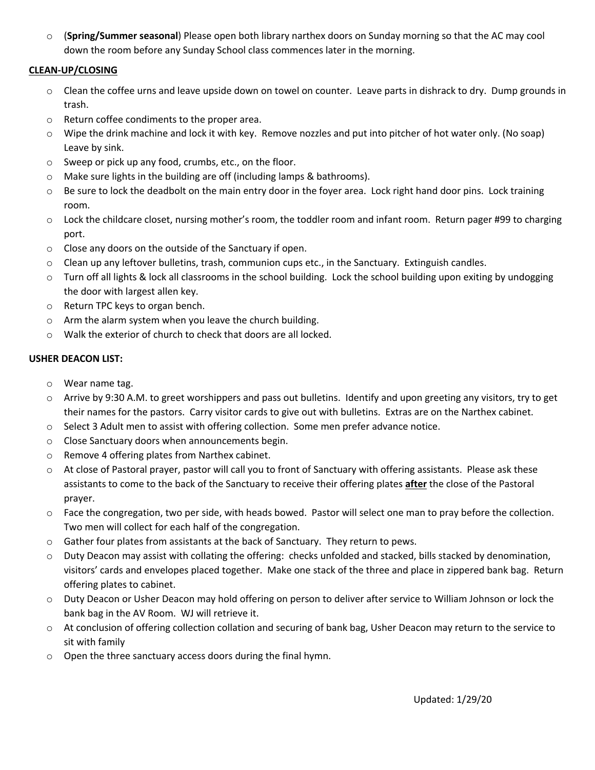- (**Spring/Summer seasonal**) Please open both library narthex doors on Sunday morning so that the AC may cool down the room before any Sunday School class commences later in the morning.

**CLEAN-UP/CLOSING**

- Clean the coffee urns and leave upside down on towel on counter. Leave parts in dishrack to dry. Dump grounds in trash.
- Return coffee condiments to the proper area.
- Wipe the drink machine and lock it with key. Remove nozzles and put into pitcher of hot water only. (No soap) Leave by sink.
- Sweep or pick up any food, crumbs, etc., on the floor.
- Make sure lights in the building are off (including lamps & bathrooms).
- Be sure to lock the deadbolt on the main entry door in the foyer area. Lock right hand door pins. Lock training room.
- Lock the childcare closet, nursing mother's room, the toddler room and infant room. Return pager #99 to charging port.
- Close any doors on the outside of the Sanctuary if open.
- Clean up any leftover bulletins, trash, communion cups etc., in the Sanctuary. Extinguish candles.
- Turn off all lights & lock all classrooms in the school building. Lock the school building upon exiting by undogging the door with largest allen key.
- Return TPC keys to organ bench.
- Arm the alarm system when you leave the church building.
- Walk the exterior of church to check that doors are all locked.

**USHER DEACON LIST:**

- Wear name tag.
- Arrive by 9:30 A.M. to greet worshippers and pass out bulletins. Identify and upon greeting any visitors, try to get their names for the pastors. Carry visitor cards to give out with bulletins. Extras are on the Narthex cabinet.
- Select 3 Adult men to assist with offering collection. Some men prefer advance notice.
- Close Sanctuary doors when announcements begin.
- Remove 4 offering plates from Narthex cabinet.
- At close of Pastoral prayer, pastor will call you to front of Sanctuary with offering assistants. Please ask these assistants to come to the back of the Sanctuary to receive their offering plates **after** the close of the Pastoral prayer.
- Face the congregation, two per side, with heads bowed. Pastor will select one man to pray before the collection. Two men will collect for each half of the congregation.
- Gather four plates from assistants at the back of Sanctuary. They return to pews.
- Duty Deacon may assist with collating the offering: checks unfolded and stacked, bills stacked by denomination, visitors' cards and envelopes placed together. Make one stack of the three and place in zippered bank bag. Return offering plates to cabinet.
- Duty Deacon or Usher Deacon may hold offering on person to deliver after service to William Johnson or lock the bank bag in the AV Room. WJ will retrieve it.
- At conclusion of offering collection collation and securing of bank bag, Usher Deacon may return to the service to sit with family
- Open the three sanctuary access doors during the final hymn.

Updated: 1/29/20